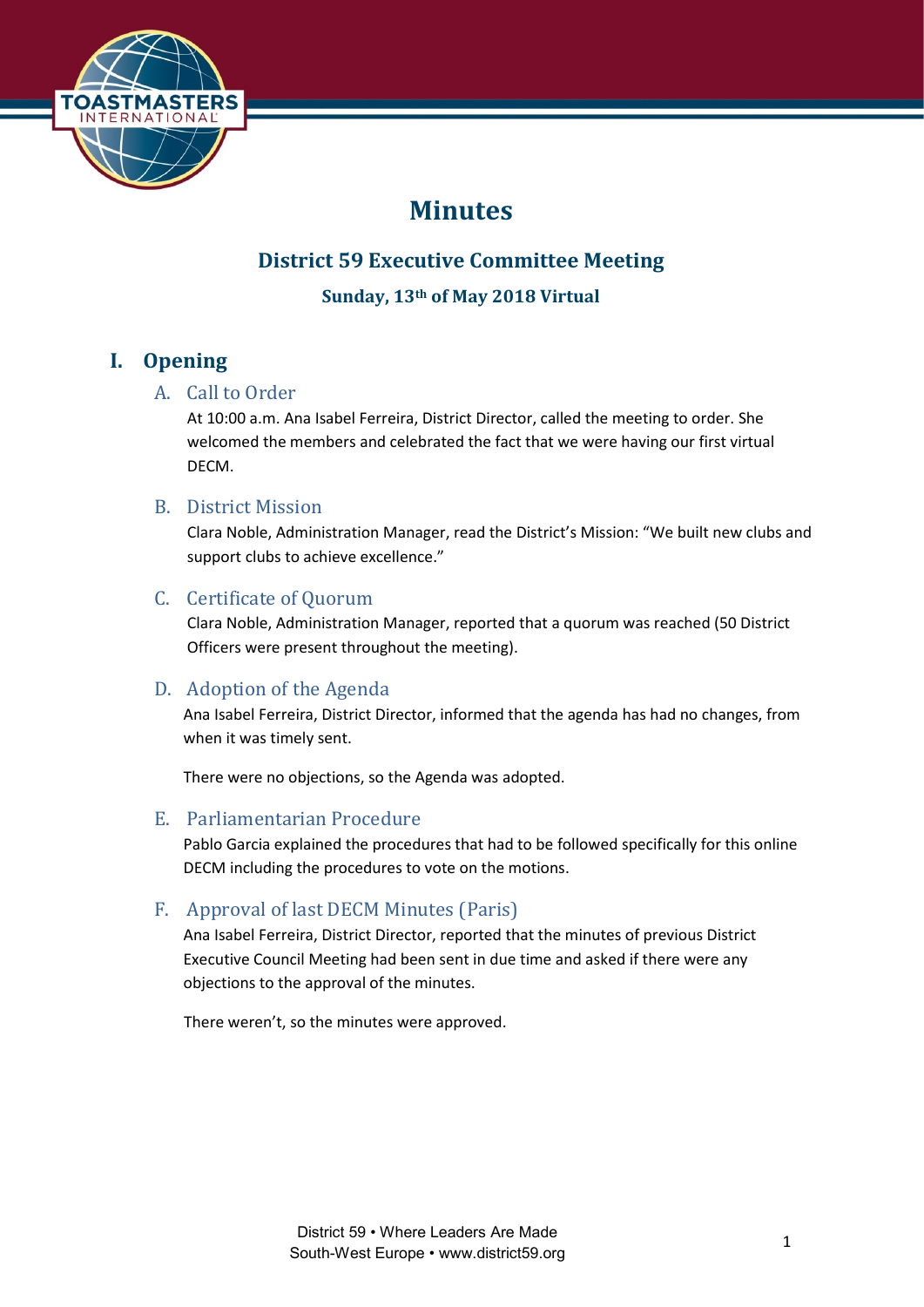# Minutes

## District 59 Executive Committee Meeting

### Sunday, 13th of May 2018 Virtual

## I. Opening

### A. Call to Order

At 10:00 a.m. Ana Isabel Ferreira, District Director, called the meeting to order. She welcomed the members and celebrated the fact that we were having our first virtual DECM.

### B. District Mission

Clara Noble, Administration Manager, read the District's Mission: "We built new clubs and support clubs to achieve excellence."

### C. Certificate of Quorum

Clara Noble, Administration Manager, reported that a quorum was reached (50 District Officers were present throughout the meeting).

### D. Adoption of the Agenda

Ana Isabel Ferreira, District Director, informed that the agenda has had no changes, from when it was timely sent.

There were no objections, so the Agenda was adopted.

### E. Parliamentarian Procedure

Pablo Garcia explained the procedures that had to be followed specifically for this online DECM including the procedures to vote on the motions.

### F. Approval of last DECM Minutes (Paris)

Ana Isabel Ferreira, District Director, reported that the minutes of previous District Executive Council Meeting had been sent in due time and asked if there were any objections to the approval of the minutes.

There weren't, so the minutes were approved.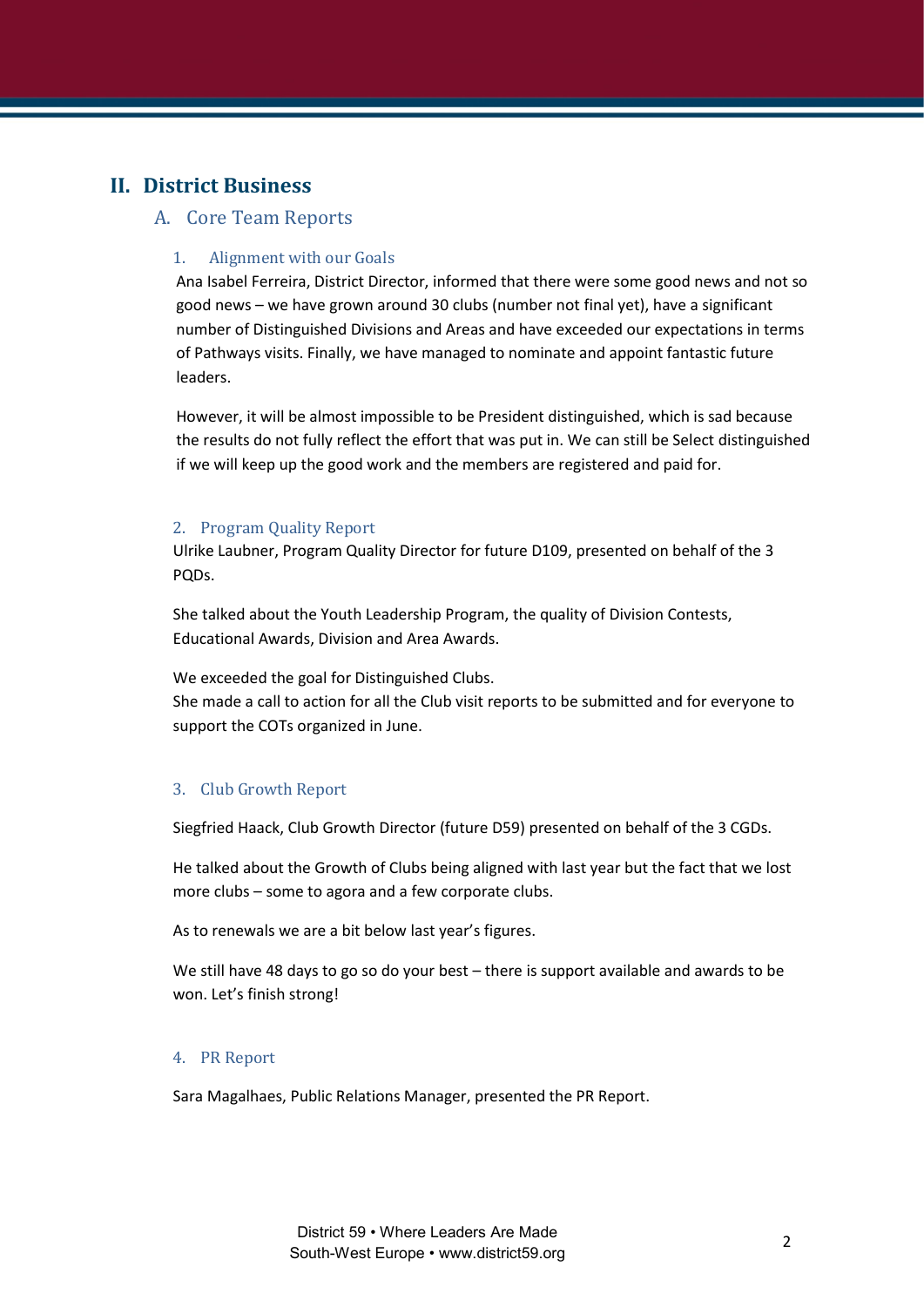# II. District Business

## A. Core Team Reports

### 1. Alignment with our Goals

Ana Isabel Ferreira, District Director, informed that there were some good news and not so good news – we have grown around 30 clubs (number not final yet), have a significant number of Distinguished Divisions and Areas and have exceeded our expectations in terms of Pathways visits. Finally, we have managed to nominate and appoint fantastic future leaders.

However, it will be almost impossible to be President distinguished, which is sad because the results do not fully reflect the effort that was put in. We can still be Select distinguished if we will keep up the good work and the members are registered and paid for.

### 2. Program Quality Report

Ulrike Laubner, Program Quality Director for future D109, presented on behalf of the 3 PQDs.

She talked about the Youth Leadership Program, the quality of Division Contests, Educational Awards, Division and Area Awards.

We exceeded the goal for Distinguished Clubs.
She made a call to action for all the Club visit reports to be submitted and for everyone to support the COTs organized in June.

### 3. Club Growth Report

Siegfried Haack, Club Growth Director (future D59) presented on behalf of the 3 CGDs.

He talked about the Growth of Clubs being aligned with last year but the fact that we lost more clubs – some to agora and a few corporate clubs.

As to renewals we are a bit below last year's figures.

We still have 48 days to go so do your best – there is support available and awards to be won. Let's finish strong!

### 4. PR Report

Sara Magalhaes, Public Relations Manager, presented the PR Report.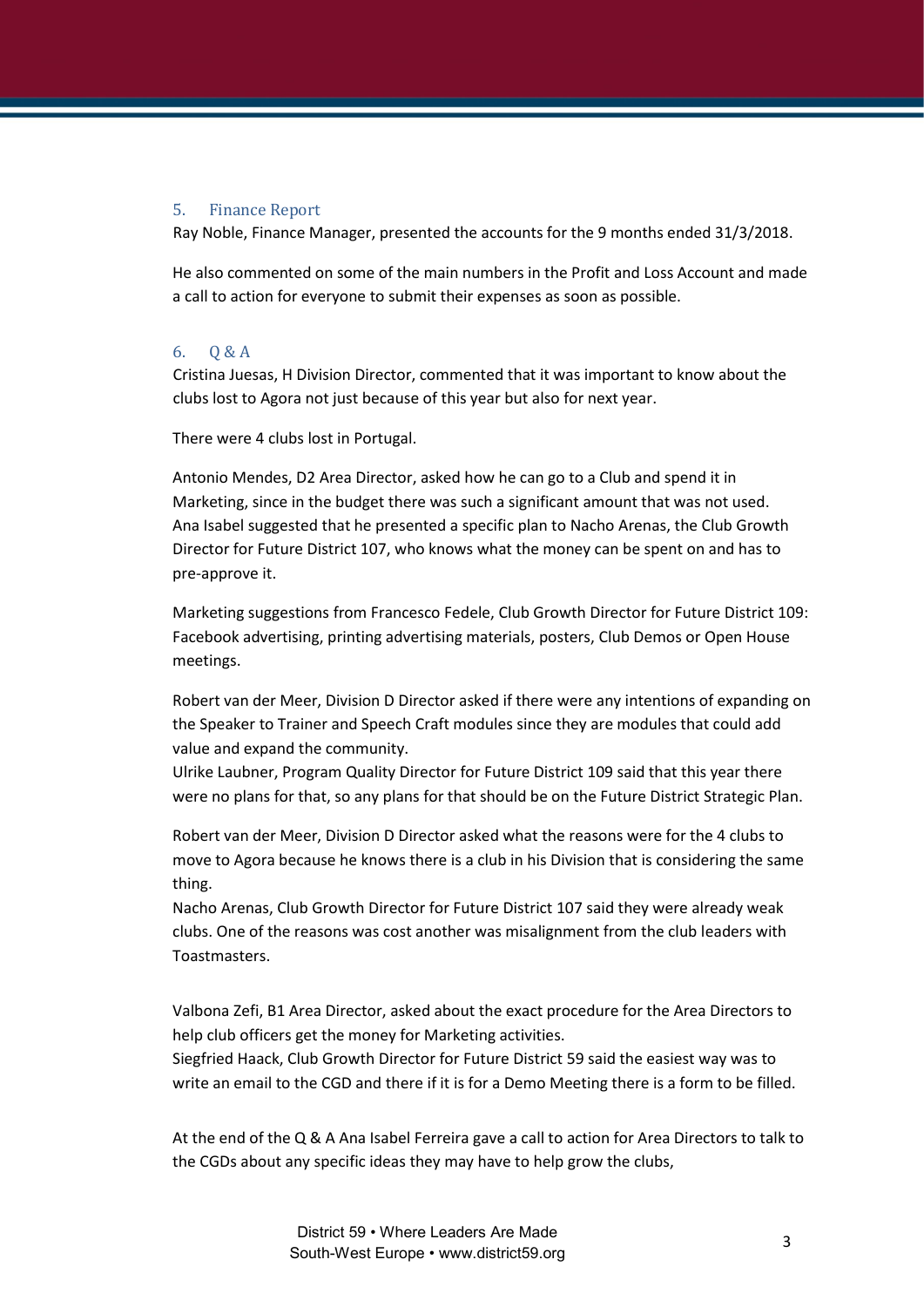## 5. Finance Report

Ray Noble, Finance Manager, presented the accounts for the 9 months ended 31/3/2018.

He also commented on some of the main numbers in the Profit and Loss Account and made a call to action for everyone to submit their expenses as soon as possible.

## 6. Q & A

Cristina Juesas, H Division Director, commented that it was important to know about the clubs lost to Agora not just because of this year but also for next year.

There were 4 clubs lost in Portugal.

Antonio Mendes, D2 Area Director, asked how he can go to a Club and spend it in Marketing, since in the budget there was such a significant amount that was not used. Ana Isabel suggested that he presented a specific plan to Nacho Arenas, the Club Growth Director for Future District 107, who knows what the money can be spent on and has to pre-approve it.

Marketing suggestions from Francesco Fedele, Club Growth Director for Future District 109: Facebook advertising, printing advertising materials, posters, Club Demos or Open House meetings.

Robert van der Meer, Division D Director asked if there were any intentions of expanding on the Speaker to Trainer and Speech Craft modules since they are modules that could add value and expand the community.
Ulrike Laubner, Program Quality Director for Future District 109 said that this year there were no plans for that, so any plans for that should be on the Future District Strategic Plan.

Robert van der Meer, Division D Director asked what the reasons were for the 4 clubs to move to Agora because he knows there is a club in his Division that is considering the same thing.
Nacho Arenas, Club Growth Director for Future District 107 said they were already weak clubs. One of the reasons was cost another was misalignment from the club leaders with Toastmasters.

Valbona Zefi, B1 Area Director, asked about the exact procedure for the Area Directors to help club officers get the money for Marketing activities.
Siegfried Haack, Club Growth Director for Future District 59 said the easiest way was to write an email to the CGD and there if it is for a Demo Meeting there is a form to be filled.

At the end of the Q & A Ana Isabel Ferreira gave a call to action for Area Directors to talk to the CGDs about any specific ideas they may have to help grow the clubs,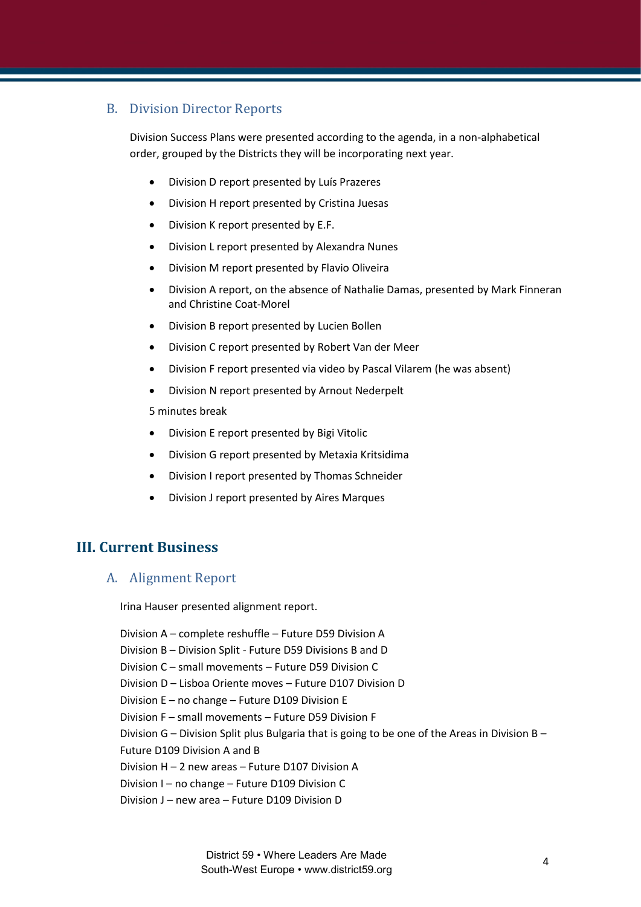### B. Division Director Reports

Division Success Plans were presented according to the agenda, in a non-alphabetical order, grouped by the Districts they will be incorporating next year.

- Division D report presented by Luís Prazeres
- Division H report presented by Cristina Juesas
- Division K report presented by E.F.
- Division L report presented by Alexandra Nunes
- Division M report presented by Flavio Oliveira
- Division A report, on the absence of Nathalie Damas, presented by Mark Finneran and Christine Coat-Morel
- Division B report presented by Lucien Bollen
- Division C report presented by Robert Van der Meer
- Division F report presented via video by Pascal Vilarem (he was absent)
- Division N report presented by Arnout Nederpelt

5 minutes break

- Division E report presented by Bigi Vitolic
- Division G report presented by Metaxia Kritsidima
- Division I report presented by Thomas Schneider
- Division J report presented by Aires Marques

## III. Current Business

### A. Alignment Report

Irina Hauser presented alignment report.

Division A – complete reshuffle – Future D59 Division A
Division B – Division Split - Future D59 Divisions B and D
Division C – small movements – Future D59 Division C
Division D – Lisboa Oriente moves – Future D107 Division D
Division E – no change – Future D109 Division E
Division F – small movements – Future D59 Division F
Division G – Division Split plus Bulgaria that is going to be one of the Areas in Division B – Future D109 Division A and B
Division H – 2 new areas – Future D107 Division A
Division I – no change – Future D109 Division C
Division J – new area – Future D109 Division D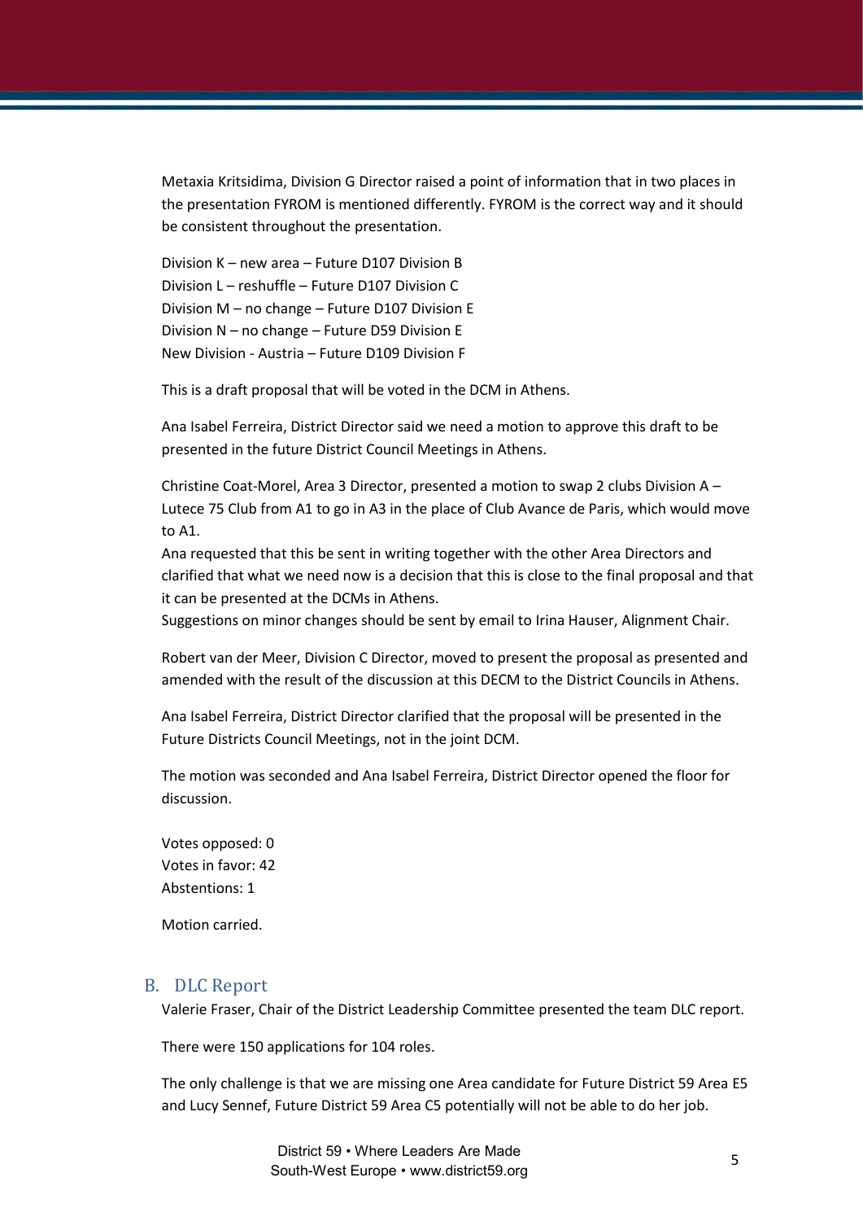Metaxia Kritsidima, Division G Director raised a point of information that in two places in the presentation FYROM is mentioned differently. FYROM is the correct way and it should be consistent throughout the presentation.

Division K – new area – Future D107 Division B
Division L – reshuffle – Future D107 Division C
Division M – no change – Future D107 Division E
Division N – no change – Future D59 Division E
New Division - Austria – Future D109 Division F

This is a draft proposal that will be voted in the DCM in Athens.

Ana Isabel Ferreira, District Director said we need a motion to approve this draft to be presented in the future District Council Meetings in Athens.

Christine Coat-Morel, Area 3 Director, presented a motion to swap 2 clubs Division A – Lutece 75 Club from A1 to go in A3 in the place of Club Avance de Paris, which would move to A1.
Ana requested that this be sent in writing together with the other Area Directors and clarified that what we need now is a decision that this is close to the final proposal and that it can be presented at the DCMs in Athens.
Suggestions on minor changes should be sent by email to Irina Hauser, Alignment Chair.

Robert van der Meer, Division C Director, moved to present the proposal as presented and amended with the result of the discussion at this DECM to the District Councils in Athens.

Ana Isabel Ferreira, District Director clarified that the proposal will be presented in the Future Districts Council Meetings, not in the joint DCM.

The motion was seconded and Ana Isabel Ferreira, District Director opened the floor for discussion.

Votes opposed: 0
Votes in favor: 42
Abstentions: 1

Motion carried.

## B. DLC Report

Valerie Fraser, Chair of the District Leadership Committee presented the team DLC report.

There were 150 applications for 104 roles.

The only challenge is that we are missing one Area candidate for Future District 59 Area E5 and Lucy Sennef, Future District 59 Area C5 potentially will not be able to do her job.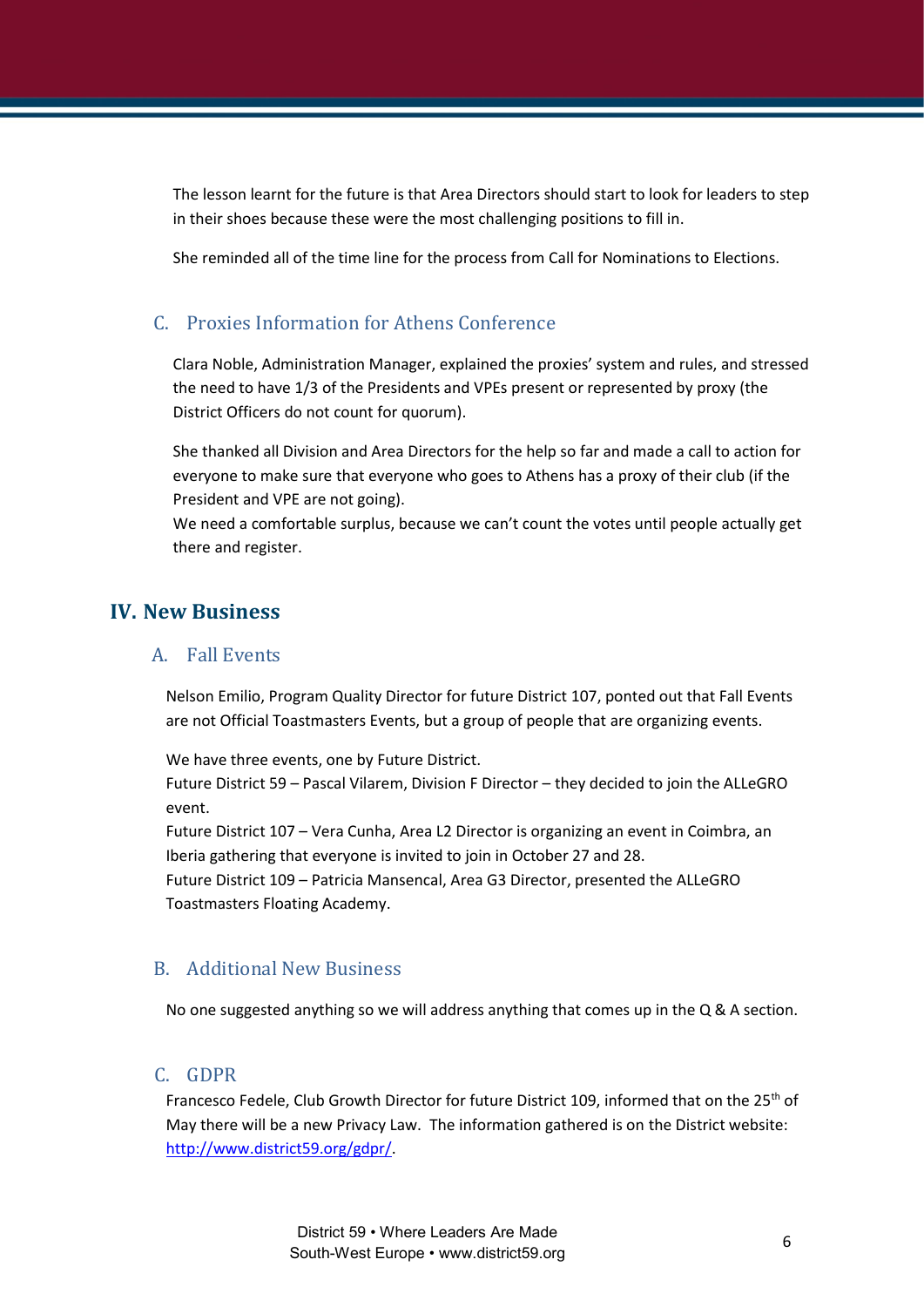The lesson learnt for the future is that Area Directors should start to look for leaders to step in their shoes because these were the most challenging positions to fill in.

She reminded all of the time line for the process from Call for Nominations to Elections.

### C. Proxies Information for Athens Conference

Clara Noble, Administration Manager, explained the proxies' system and rules, and stressed the need to have 1/3 of the Presidents and VPEs present or represented by proxy (the District Officers do not count for quorum).

She thanked all Division and Area Directors for the help so far and made a call to action for everyone to make sure that everyone who goes to Athens has a proxy of their club (if the President and VPE are not going).
We need a comfortable surplus, because we can't count the votes until people actually get there and register.

## IV. New Business

### A. Fall Events

Nelson Emilio, Program Quality Director for future District 107, ponted out that Fall Events are not Official Toastmasters Events, but a group of people that are organizing events.

We have three events, one by Future District.
Future District 59 – Pascal Vilarem, Division F Director – they decided to join the ALLeGRO event.
Future District 107 – Vera Cunha, Area L2 Director is organizing an event in Coimbra, an Iberia gathering that everyone is invited to join in October 27 and 28.
Future District 109 – Patricia Mansencal, Area G3 Director, presented the ALLeGRO Toastmasters Floating Academy.

### B. Additional New Business

No one suggested anything so we will address anything that comes up in the Q & A section.

### C. GDPR

Francesco Fedele, Club Growth Director for future District 109, informed that on the 25th of May there will be a new Privacy Law. The information gathered is on the District website: http://www.district59.org/gdpr/.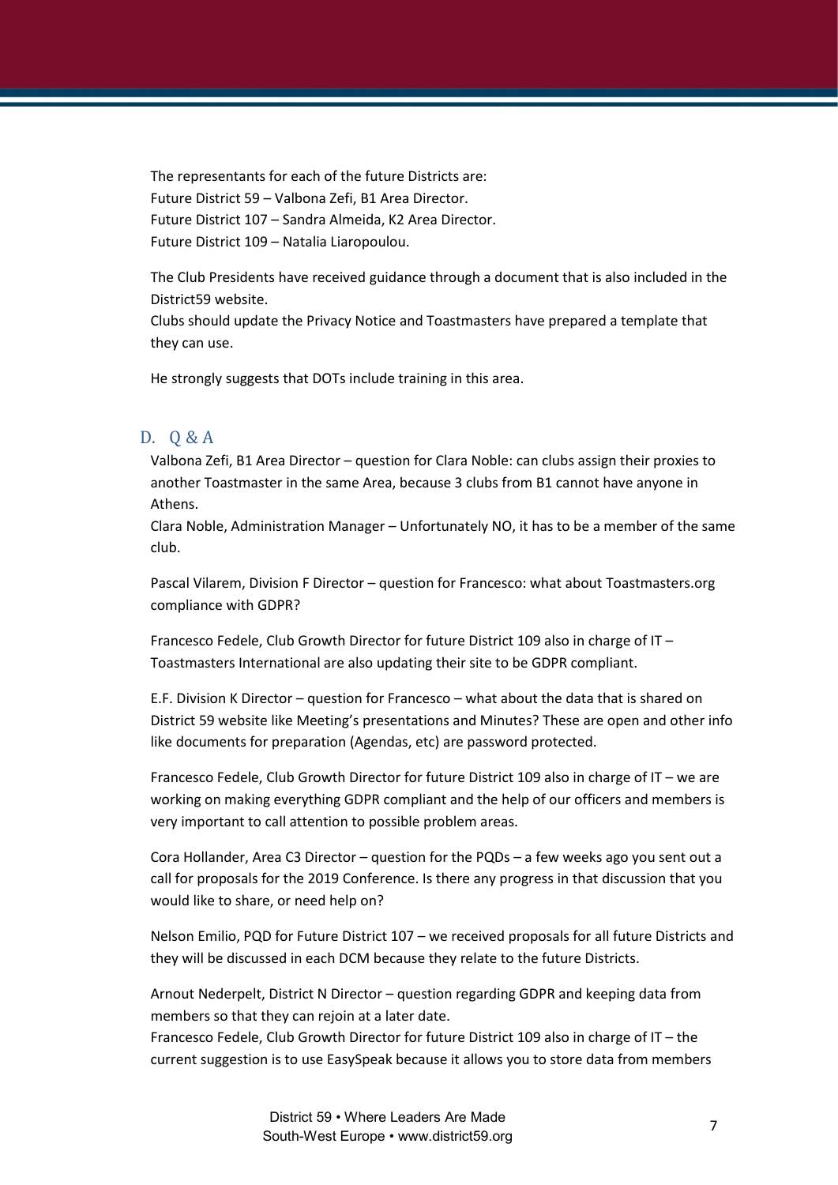The representants for each of the future Districts are:
Future District 59 – Valbona Zefi, B1 Area Director.
Future District 107 – Sandra Almeida, K2 Area Director.
Future District 109 – Natalia Liaropoulou.

The Club Presidents have received guidance through a document that is also included in the District59 website.
Clubs should update the Privacy Notice and Toastmasters have prepared a template that they can use.

He strongly suggests that DOTs include training in this area.

## D. Q & A

Valbona Zefi, B1 Area Director – question for Clara Noble: can clubs assign their proxies to another Toastmaster in the same Area, because 3 clubs from B1 cannot have anyone in Athens.
Clara Noble, Administration Manager – Unfortunately NO, it has to be a member of the same club.

Pascal Vilarem, Division F Director – question for Francesco: what about Toastmasters.org compliance with GDPR?

Francesco Fedele, Club Growth Director for future District 109 also in charge of IT – Toastmasters International are also updating their site to be GDPR compliant.

E.F. Division K Director – question for Francesco – what about the data that is shared on District 59 website like Meeting's presentations and Minutes? These are open and other info like documents for preparation (Agendas, etc) are password protected.

Francesco Fedele, Club Growth Director for future District 109 also in charge of IT – we are working on making everything GDPR compliant and the help of our officers and members is very important to call attention to possible problem areas.

Cora Hollander, Area C3 Director – question for the PQDs – a few weeks ago you sent out a call for proposals for the 2019 Conference. Is there any progress in that discussion that you would like to share, or need help on?

Nelson Emilio, PQD for Future District 107 – we received proposals for all future Districts and they will be discussed in each DCM because they relate to the future Districts.

Arnout Nederpelt, District N Director – question regarding GDPR and keeping data from members so that they can rejoin at a later date.
Francesco Fedele, Club Growth Director for future District 109 also in charge of IT – the current suggestion is to use EasySpeak because it allows you to store data from members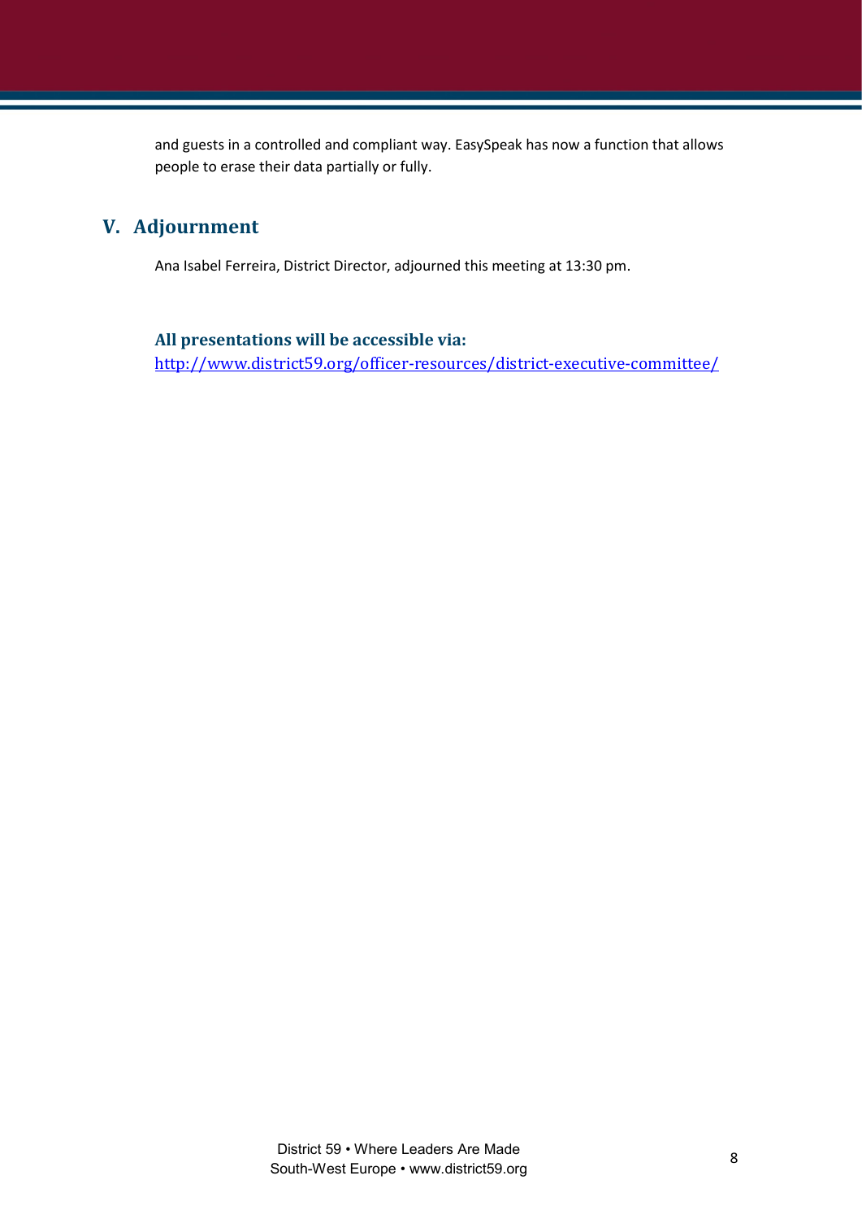and guests in a controlled and compliant way. EasySpeak has now a function that allows people to erase their data partially or fully.

## V. Adjournment

Ana Isabel Ferreira, District Director, adjourned this meeting at 13:30 pm.

**All presentations will be accessible via:**
http://www.district59.org/officer-resources/district-executive-committee/